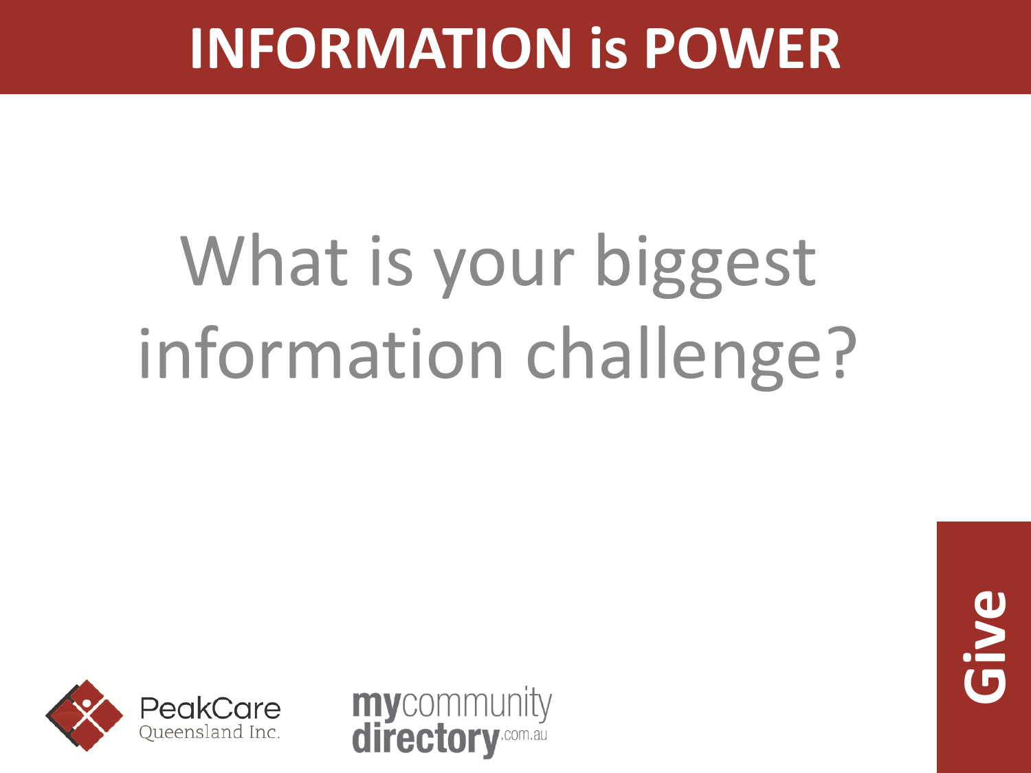# INFORMATION is POWER

What is your biggest information challenge?

PeakCare Queensland Inc.

mycommunitydirectory.com.au

**Give**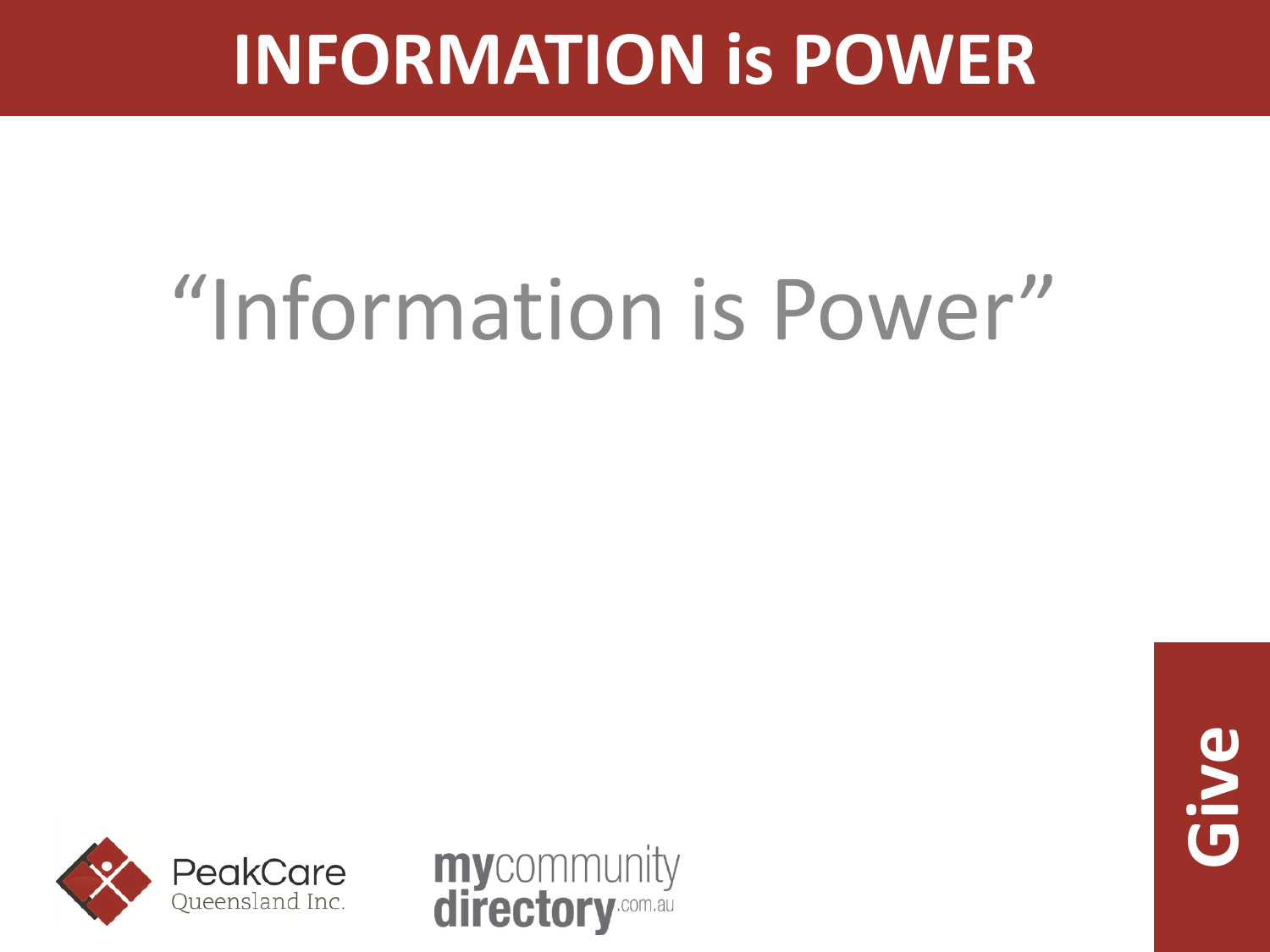# INFORMATION is POWER

"Information is Power"

Give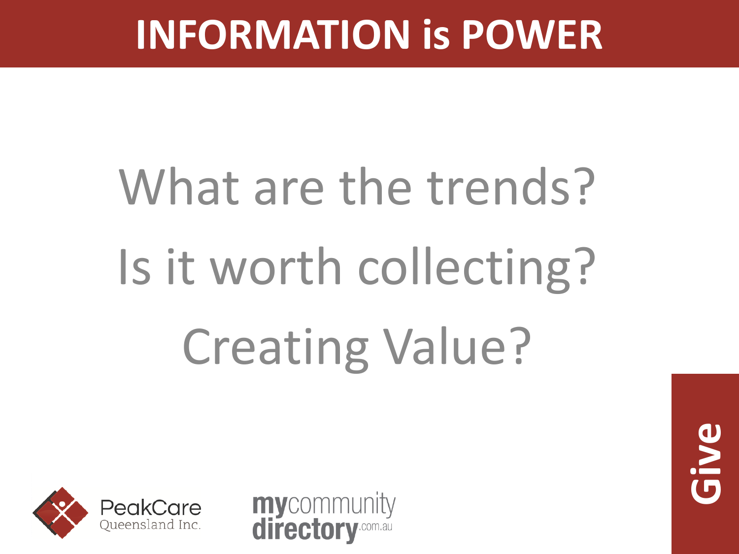# INFORMATION is POWER

What are the trends?

Is it worth collecting?

Creating Value?

Give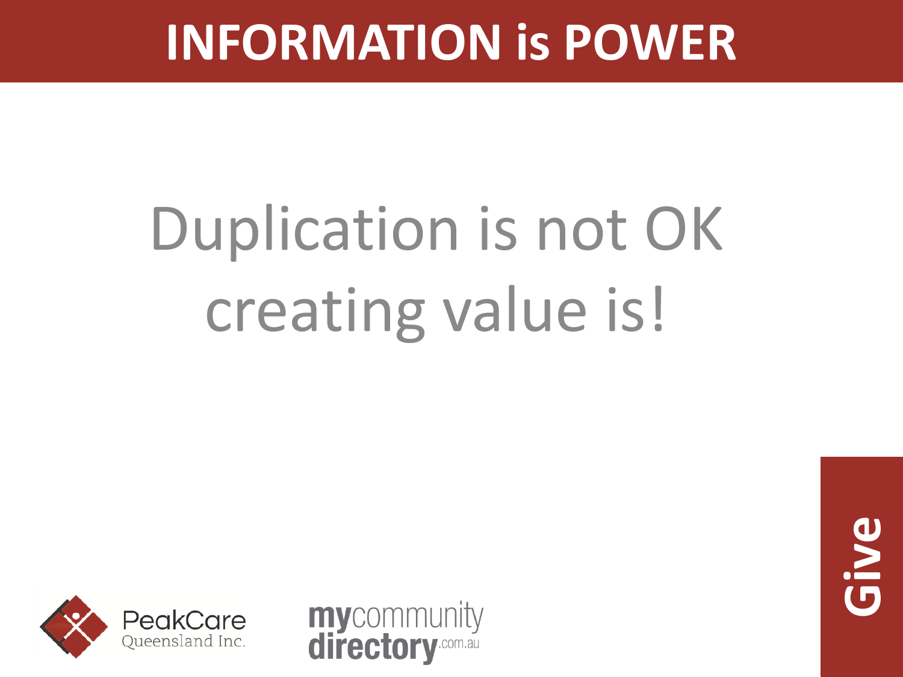# INFORMATION is POWER

Duplication is not OK
creating value is!

PeakCare Queensland Inc.

mycommunitydirectory.com.au

**Give**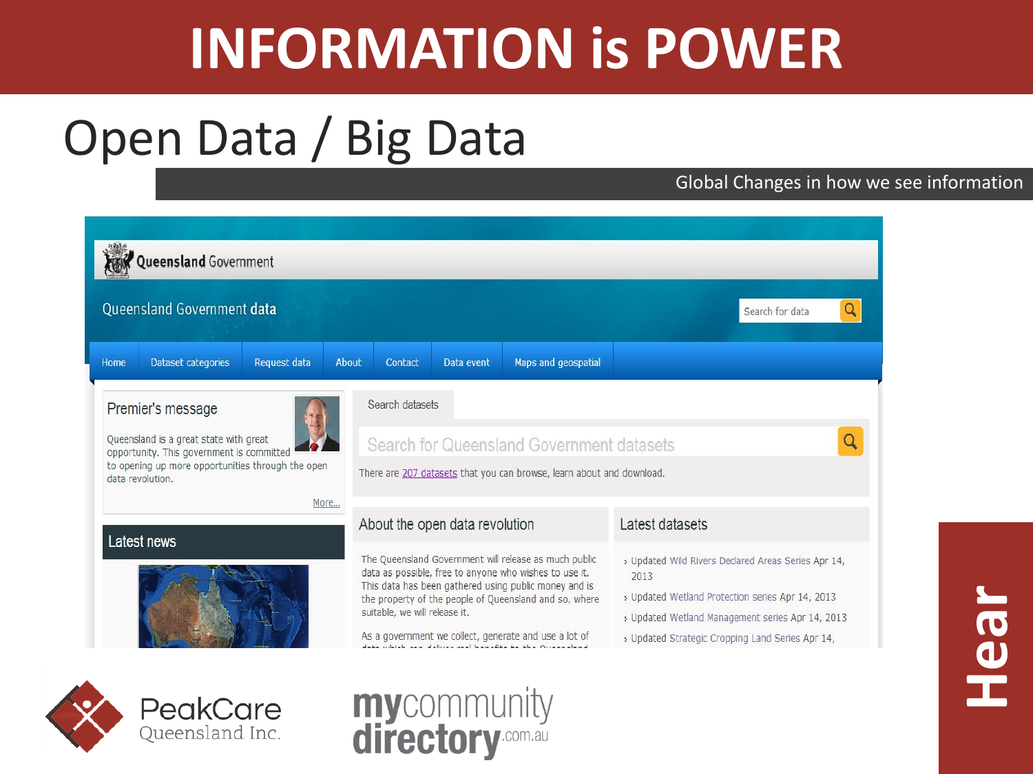# INFORMATION is POWER

## Open Data / Big Data

Global Changes in how we see information

Queensland Government

Queensland Government data

Search for data

Home | Dataset categories | Request data | About | Contact | Data event | Maps and geospatial

### Premier's message

Queensland is a great state with great opportunity. This government is committed to opening up more opportunities through the open data revolution.

More...

### Latest news

### Search datasets

Search for Queensland Government datasets

There are 207 datasets that you can browse, learn about and download.

### About the open data revolution

The Queensland Government will release as much public data as possible, free to anyone who wishes to use it. This data has been gathered using public money and is the property of the people of Queensland and so, where suitable, we will release it.

As a government we collect, generate and use a lot of

### Latest datasets

- Updated Wild Rivers Declared Areas Series Apr 14, 2013
- Updated Wetland Protection series Apr 14, 2013
- Updated Wetland Management series Apr 14, 2013
- Updated Strategic Cropping Land Series Apr 14,

PeakCare Queensland Inc.

mycommunity directory.com.au

Hear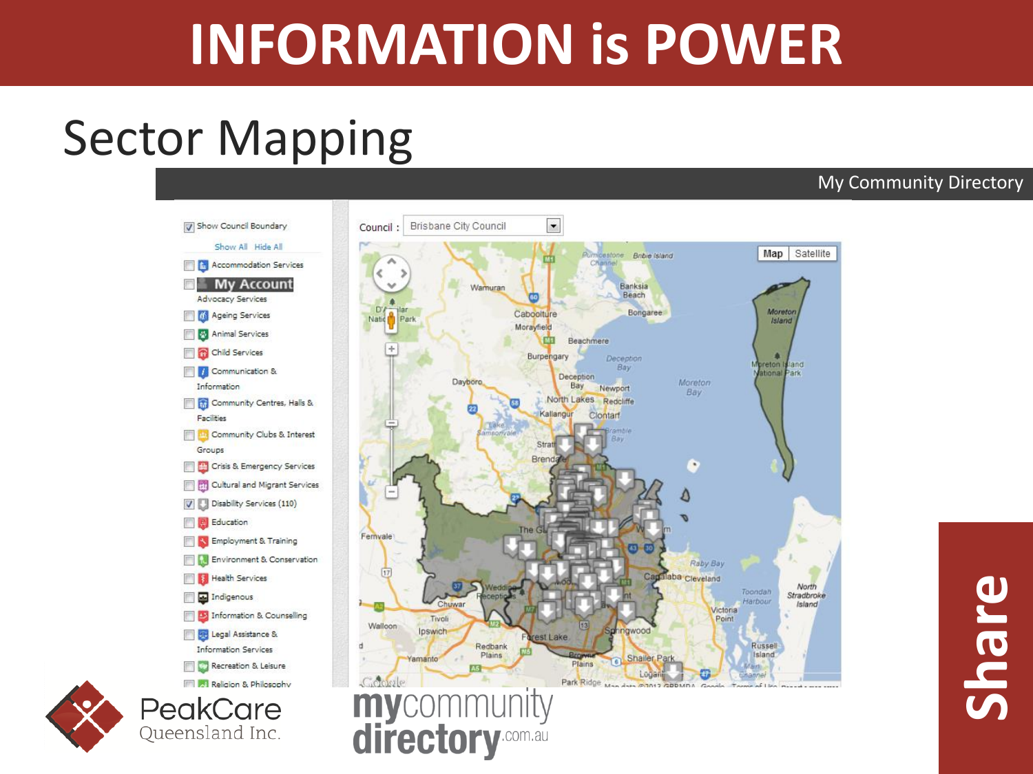# INFORMATION is POWER

## Sector Mapping

My Community Directory

Show Council Boundary

Show All Hide All

- Accommodation Services
- Advocacy Services
- Ageing Services
- Animal Services
- Child Services
- Communication & Information
- Community Centres, Halls & Facilities
- Community Clubs & Interest Groups
- Crisis & Emergency Services
- Cultural and Migrant Services
- Disability Services (110)
- Education
- Employment & Training
- Environment & Conservation
- Health Services
- Indigenous
- Information & Counselling
- Legal Assistance & Information Services
- Recreation & Leisure
- Religion & Philosophy

Council : Brisbane City Council

PeakCare Queensland Inc.

mycommunitydirectory.com.au

Share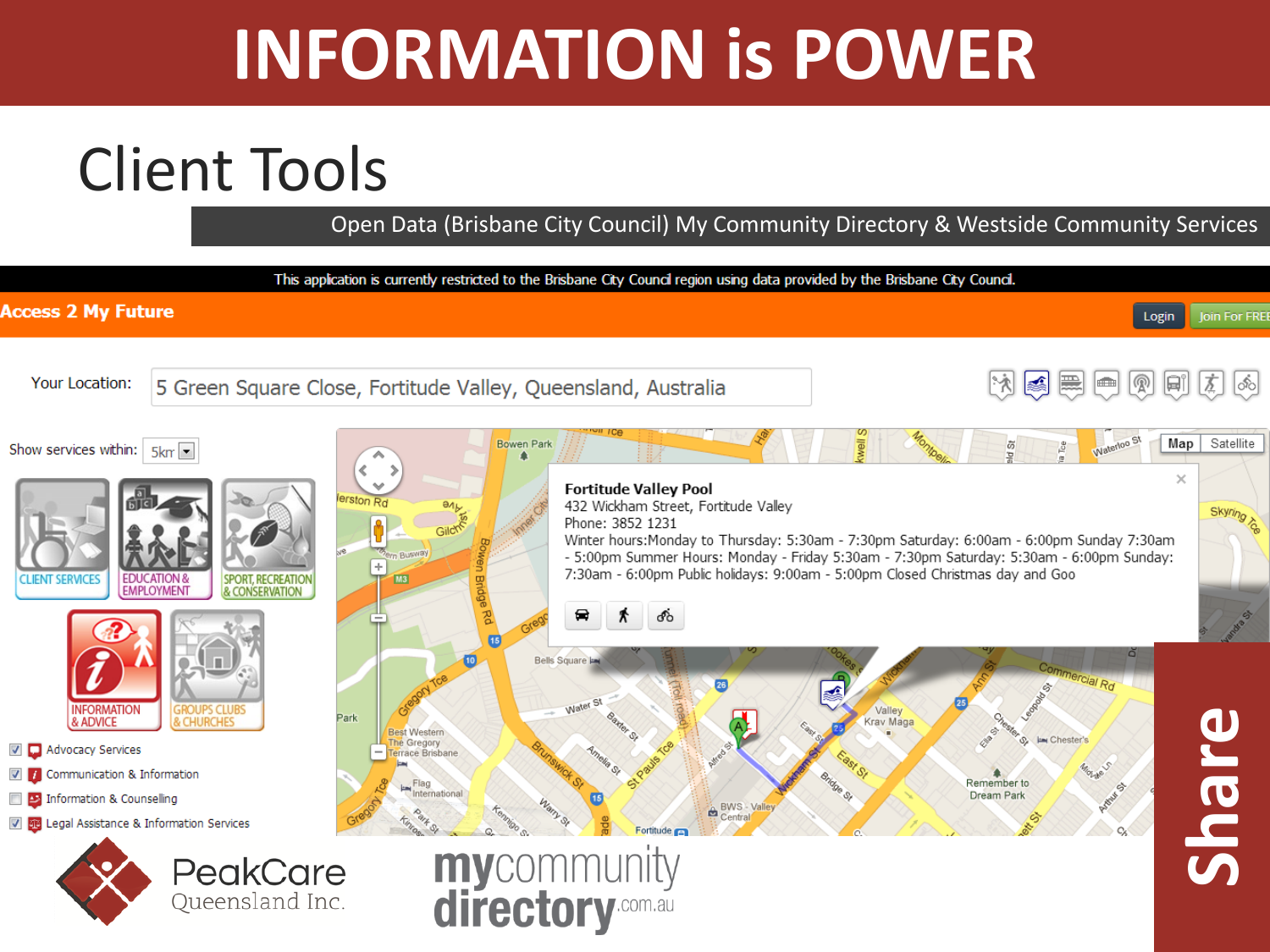# INFORMATION is POWER

## Client Tools

Open Data (Brisbane City Council) My Community Directory & Westside Community Services

This application is currently restricted to the Brisbane City Council region using data provided by the Brisbane City Council.

**Access 2 My Future**

Login | Join For FREE

Your Location: 5 Green Square Close, Fortitude Valley, Queensland, Australia

Show services within: 5km

CLIENT SERVICES | EDUCATION & EMPLOYMENT | SPORT, RECREATION & CONSERVATION | INFORMATION & ADVICE | GROUPS CLUBS & CHURCHES

- [x] Advocacy Services
- [x] Communication & Information
- [ ] Information & Counselling
- [x] Legal Assistance & Information Services

**Fortitude Valley Pool**
432 Wickham Street, Fortitude Valley
Phone: 3852 1231
Winter hours:Monday to Thursday: 5:30am - 7:30pm Saturday: 6:00am - 6:00pm Sunday 7:30am - 5:00pm Summer Hours: Monday - Friday 5:30am - 7:30pm Saturday: 5:30am - 6:00pm Sunday: 7:30am - 6:00pm Public holidays: 9:00am - 5:00pm Closed Christmas day and Goo

PeakCare Queensland Inc.

mycommunity directory.com.au

Share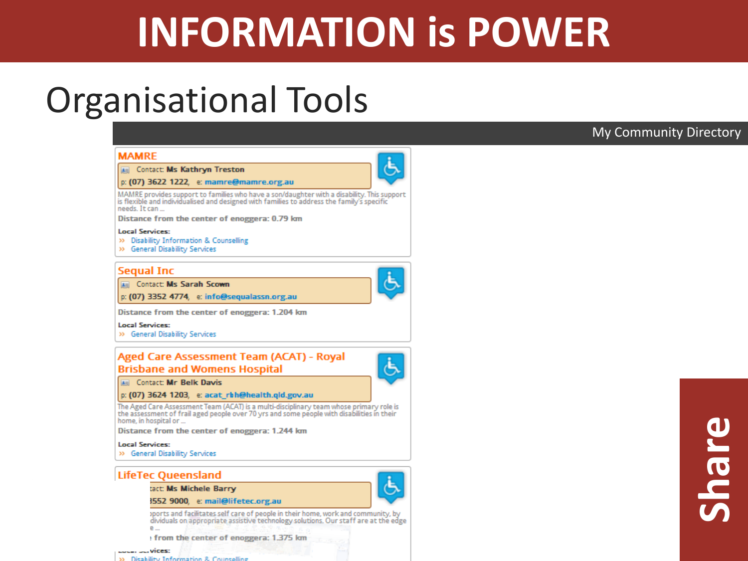# INFORMATION is POWER

## Organisational Tools

My Community Directory

### MAMRE

Contact: **Ms Kathryn Treston**

p: **(07) 3622 1222**, e: **mamre@mamre.org.au**

MAMRE provides support to families who have a son/daughter with a disability. This support is flexible and individualised and designed with families to address the family's specific needs. It can ...

**Distance from the center of enoggera: 0.79 km**

**Local Services:**

- Disability Information & Counselling
- General Disability Services

### Sequal Inc

Contact: **Ms Sarah Scown**

p: **(07) 3352 4774**, e: **info@sequalassn.org.au**

**Distance from the center of enoggera: 1.204 km**

**Local Services:**

- General Disability Services

### Aged Care Assessment Team (ACAT) - Royal Brisbane and Womens Hospital

Contact: **Mr Belk Davis**

p: **(07) 3624 1203**, e: **acat_rbh@health.qld.gov.au**

The Aged Care Assessment Team (ACAT) is a multi-disciplinary team whose primary role is the assessment of frail aged people over 70 yrs and some people with disabilities in their home, in hospital or ...

**Distance from the center of enoggera: 1.244 km**

**Local Services:**

- General Disability Services

### LifeTec Queensland

...tact: **Ms Michele Barry**

...3552 9000, e: **mail@lifetec.org.au**

...pports and facilitates self care of people in their home, work and community, by ...dividuals on appropriate assistive technology solutions. Our staff are at the edge ...e ...

**... from the center of enoggera: 1.375 km**

**... ...vices:**

- Disability Information & Counselling

**Share**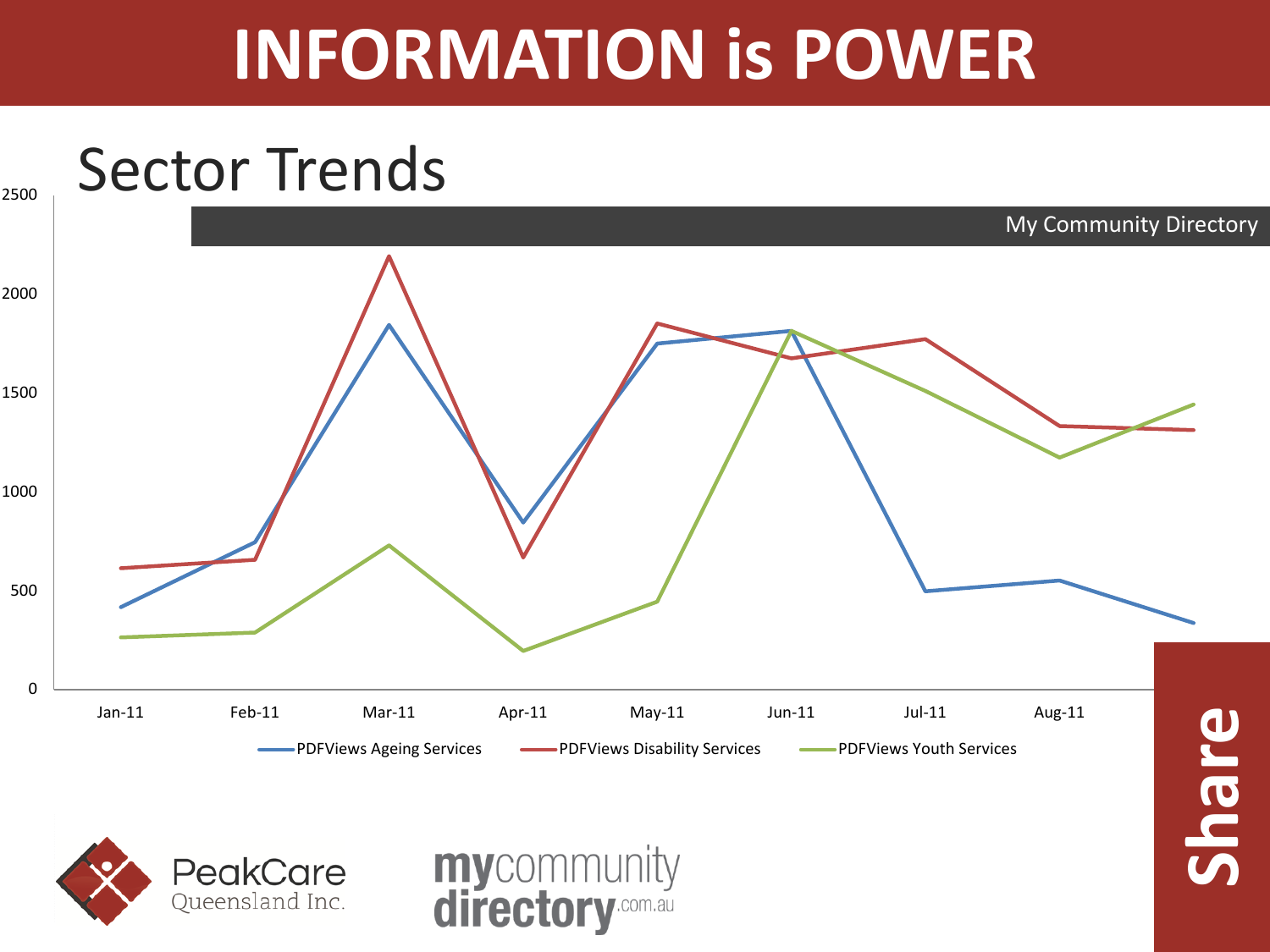# INFORMATION is POWER

## Sector Trends

My Community Directory

2500

2000

1500

1000

500

0

Jan-11 Feb-11 Mar-11 Apr-11 May-11 Jun-11 Jul-11 Aug-11

PDFViews Ageing Services PDFViews Disability Services PDFViews Youth Services

PeakCare Queensland Inc.

mycommunitydirectory.com.au

Share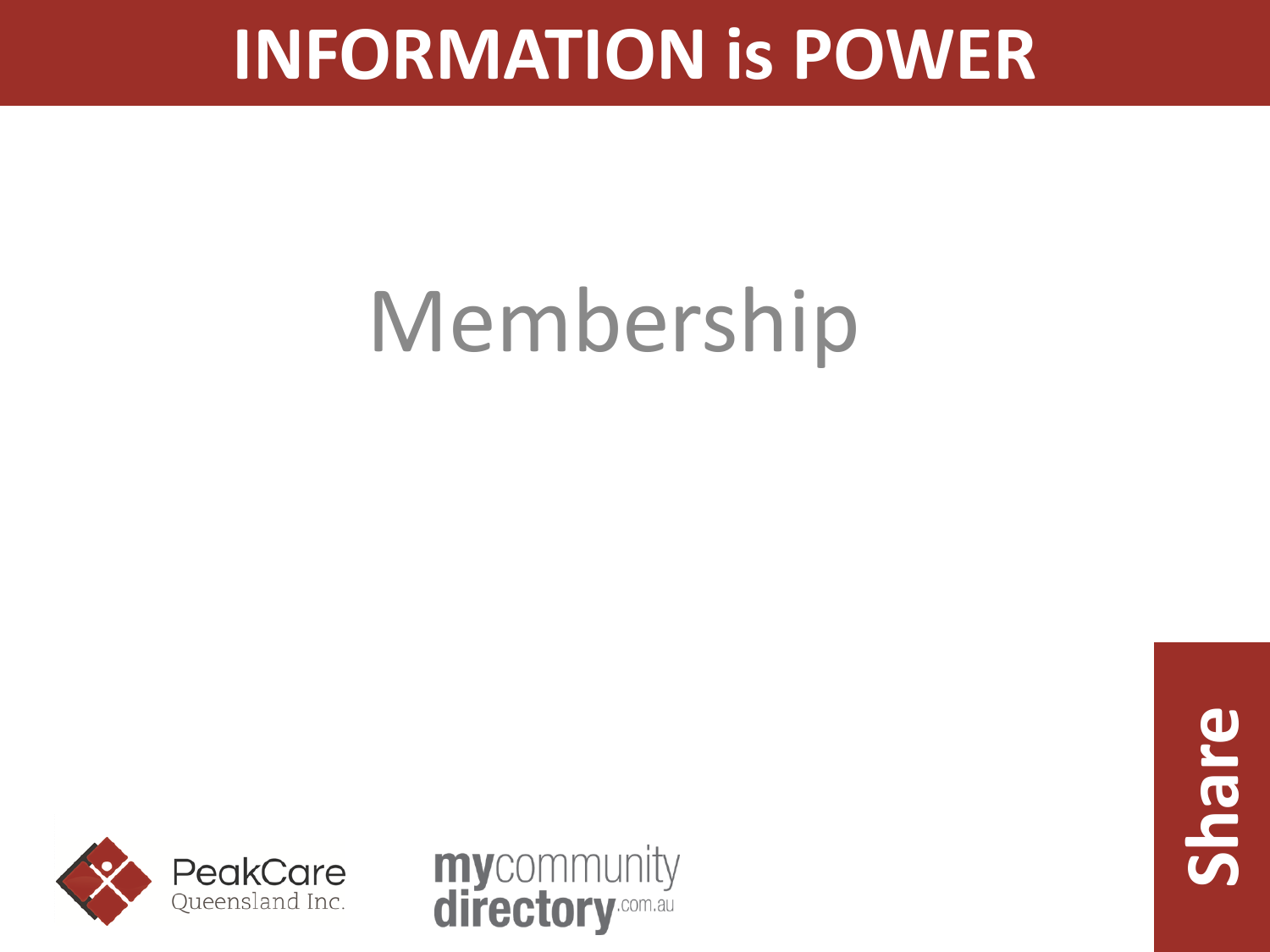# INFORMATION is POWER

Membership

PeakCare Queensland Inc.

mycommunitydirectory.com.au

Share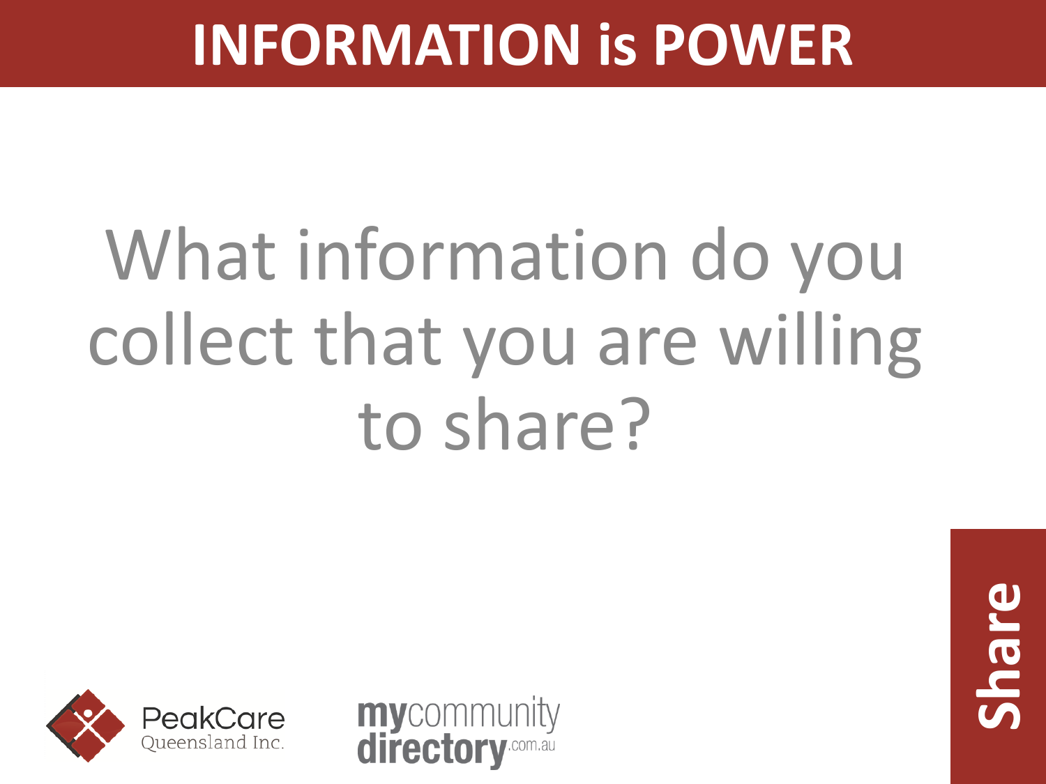# INFORMATION is POWER

What information do you collect that you are willing to share?

PeakCare Queensland Inc.

mycommunitydirectory.com.au

Share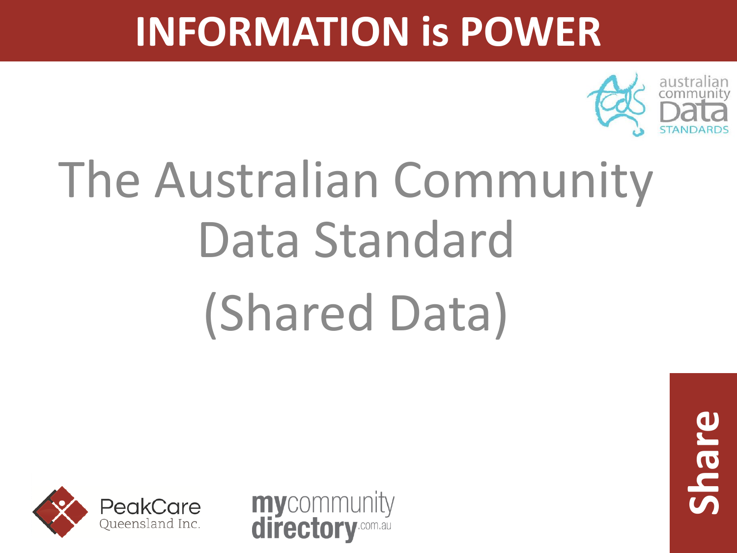# INFORMATION is POWER

australian community Data STANDARDS

## The Australian Community Data Standard (Shared Data)

PeakCare Queensland Inc.

mycommunity directory.com.au

Share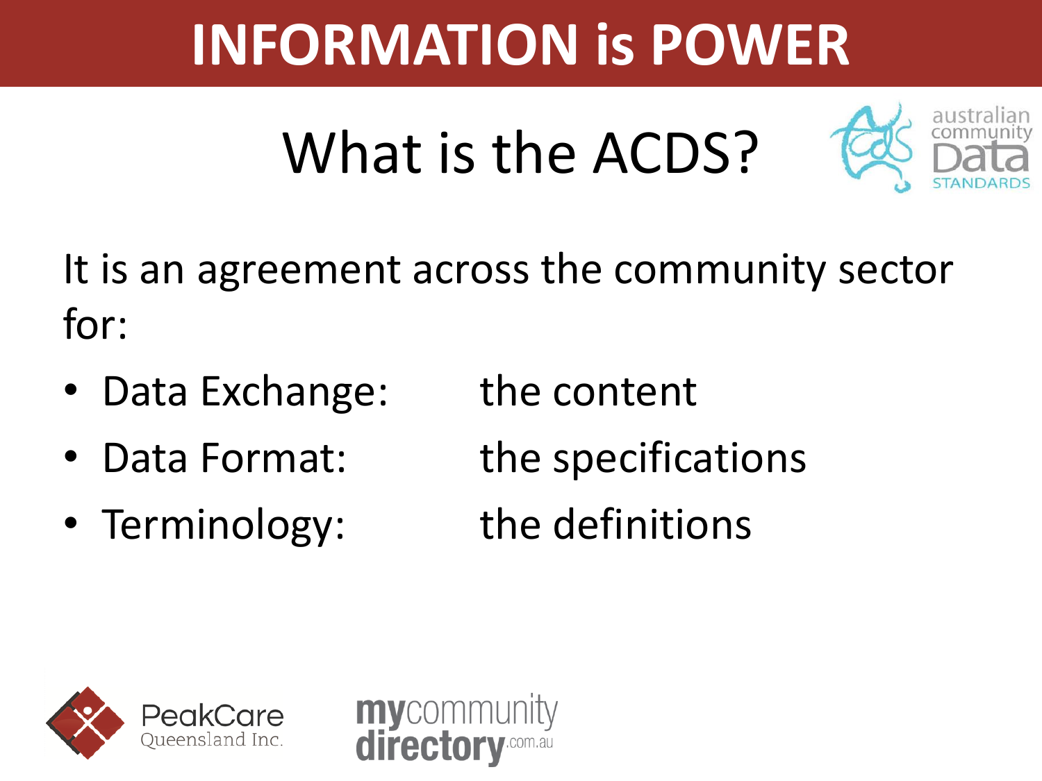# INFORMATION is POWER

## What is the ACDS?

It is an agreement across the community sector for:

- Data Exchange: the content
- Data Format: the specifications
- Terminology: the definitions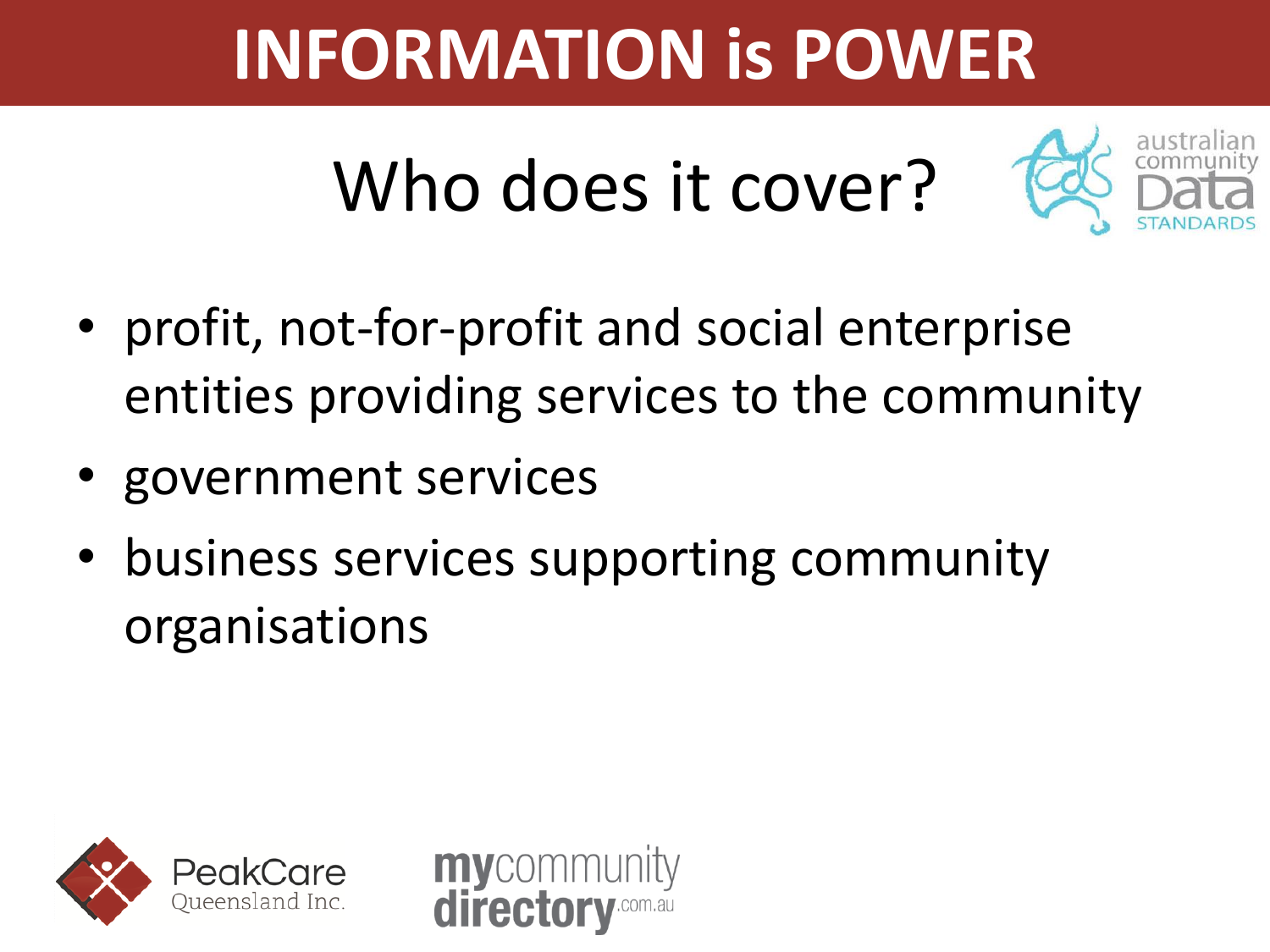# INFORMATION is POWER

## Who does it cover?

- profit, not-for-profit and social enterprise entities providing services to the community
- government services
- business services supporting community organisations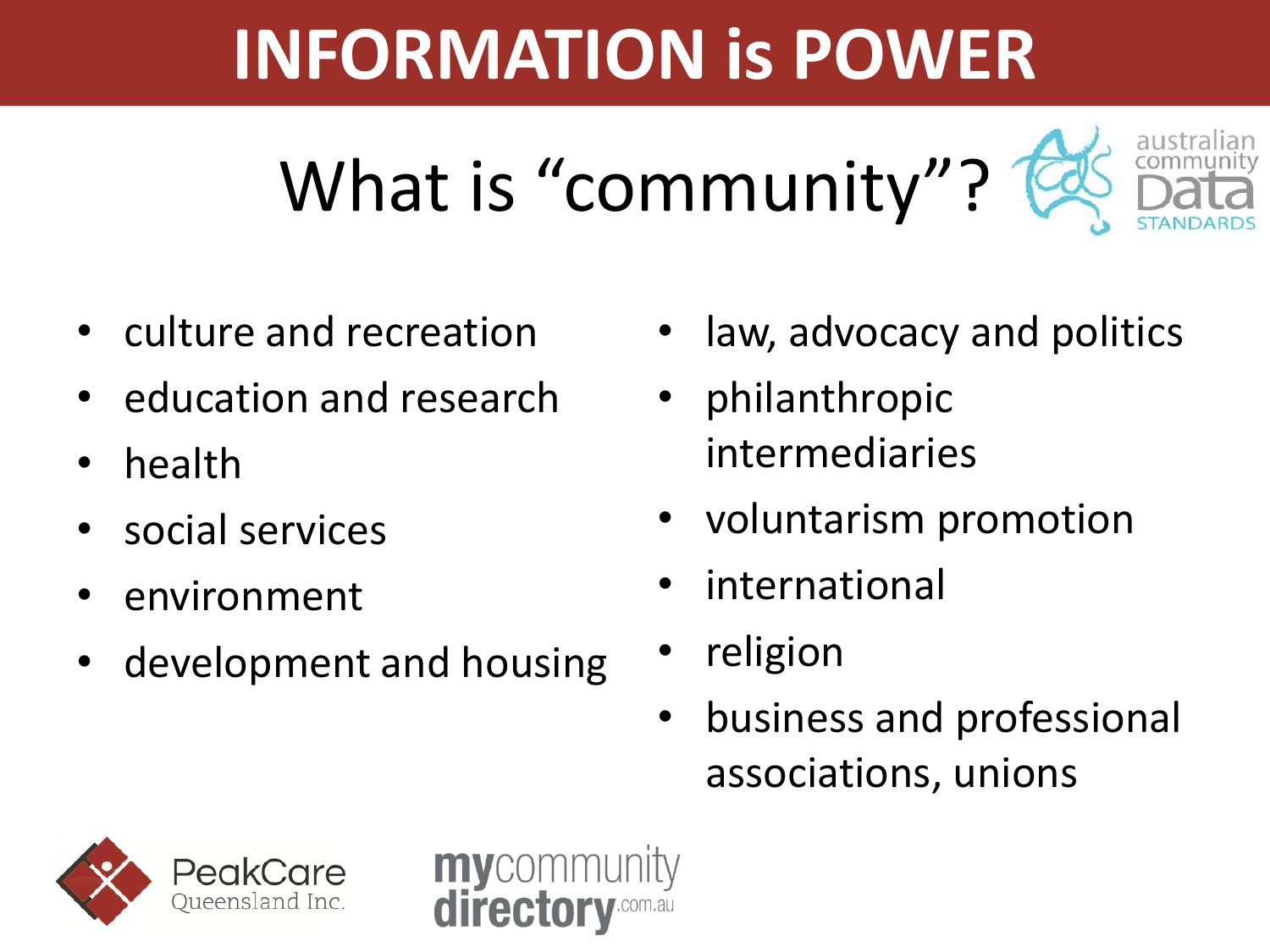# INFORMATION is POWER

## What is "community"?

australian community Data STANDARDS

- culture and recreation
- education and research
- health
- social services
- environment
- development and housing
- law, advocacy and politics
- philanthropic intermediaries
- voluntarism promotion
- international
- religion
- business and professional associations, unions

PeakCare Queensland Inc.

mycommunitydirectory.com.au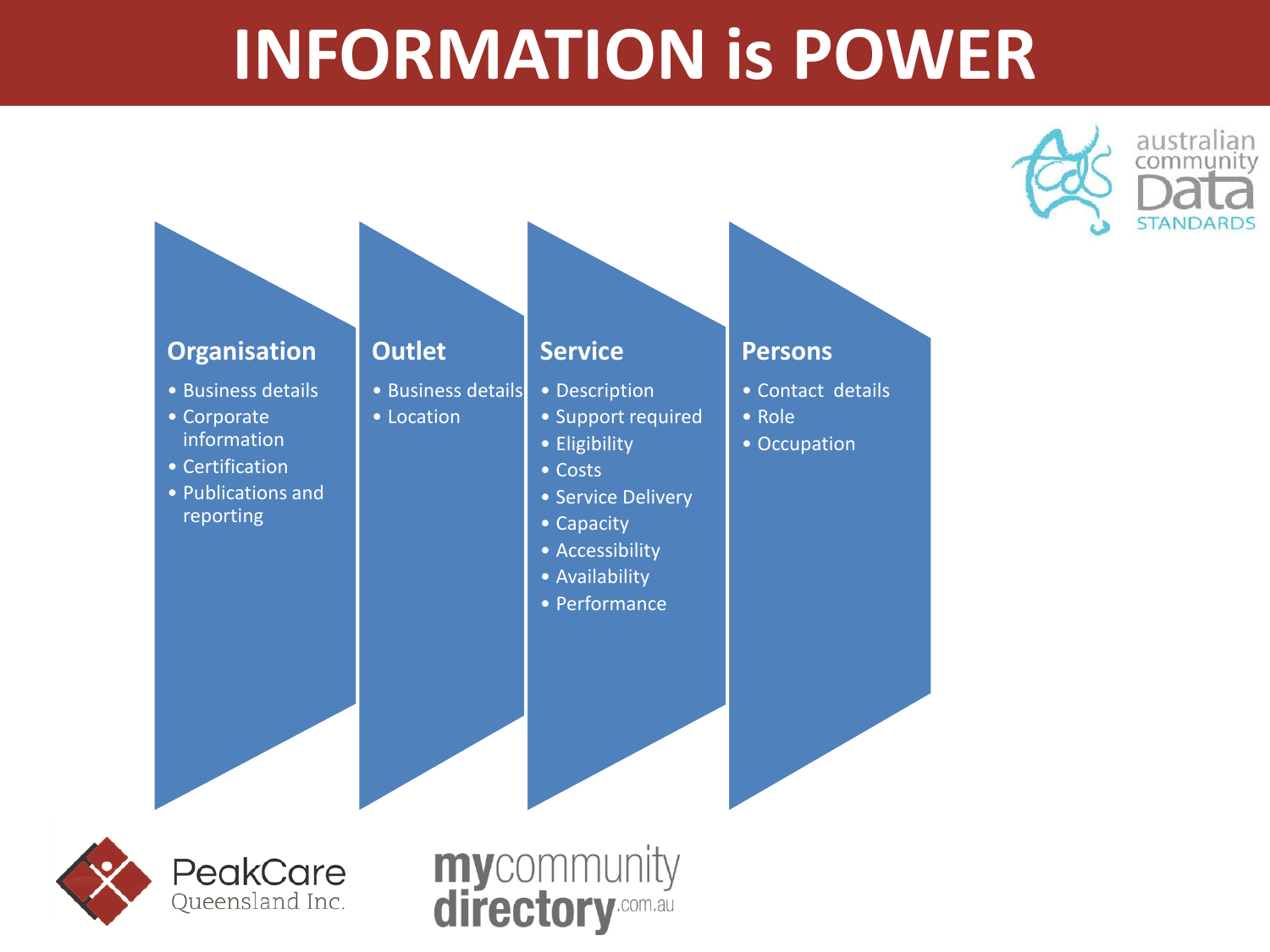# INFORMATION is POWER

australian community Data STANDARDS

### Organisation

- Business details
- Corporate information
- Certification
- Publications and reporting

### Outlet

- Business details
- Location

### Service

- Description
- Support required
- Eligibility
- Costs
- Service Delivery
- Capacity
- Accessibility
- Availability
- Performance

### Persons

- Contact details
- Role
- Occupation

PeakCare Queensland Inc.

mycommunity directory.com.au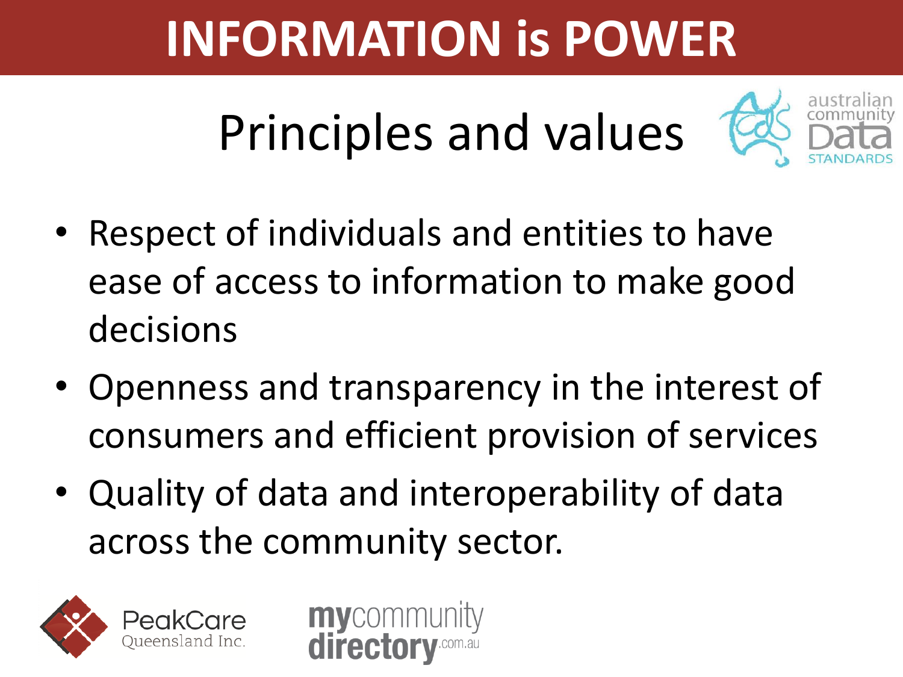# INFORMATION is POWER

## Principles and values

australian community Data STANDARDS

- Respect of individuals and entities to have ease of access to information to make good decisions
- Openness and transparency in the interest of consumers and efficient provision of services
- Quality of data and interoperability of data across the community sector.

PeakCare Queensland Inc.

mycommunity directory.com.au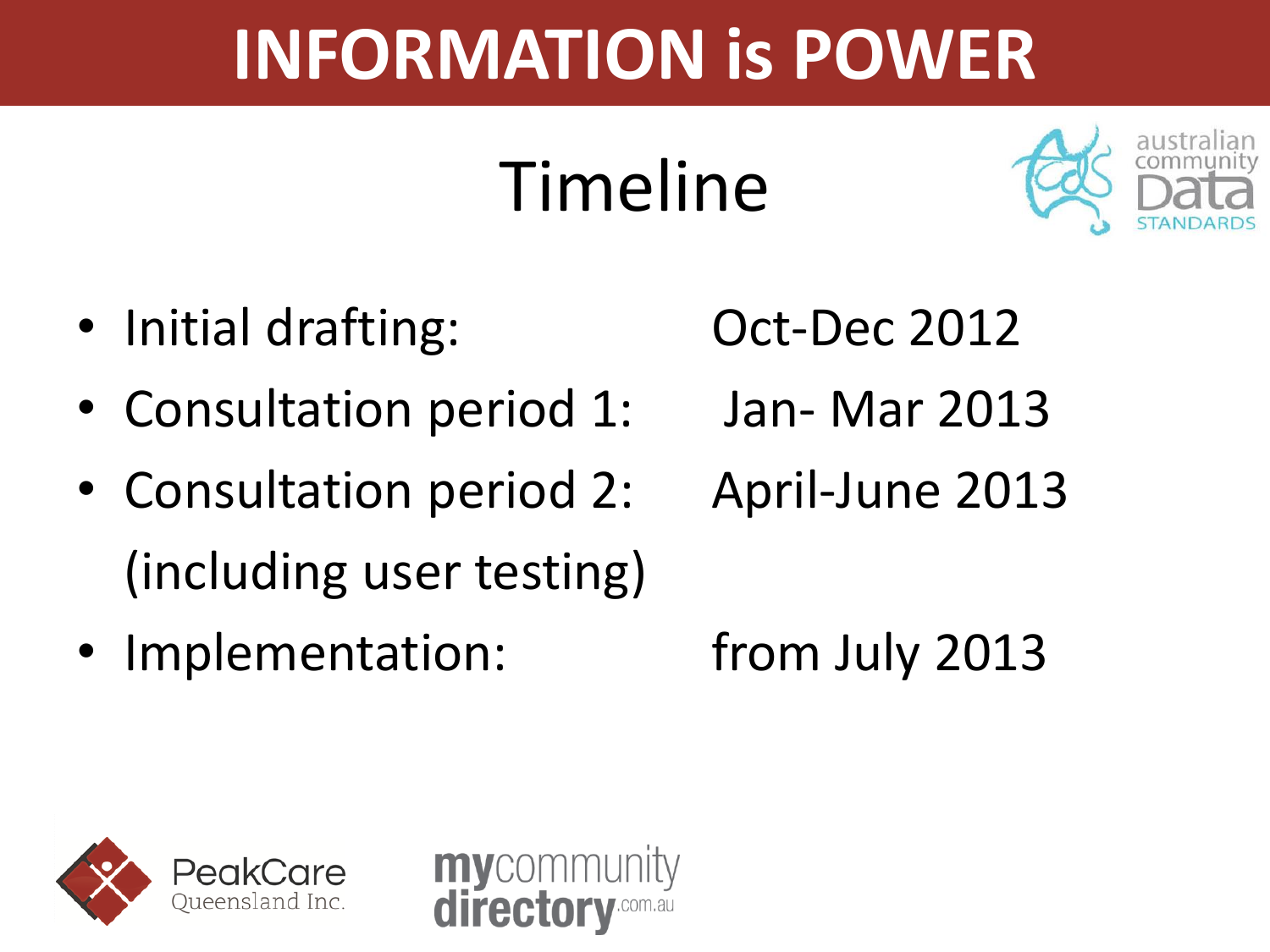# INFORMATION is POWER

## Timeline

- Initial drafting: Oct-Dec 2012
- Consultation period 1: Jan- Mar 2013
- Consultation period 2: April-June 2013 (including user testing)
- Implementation: from July 2013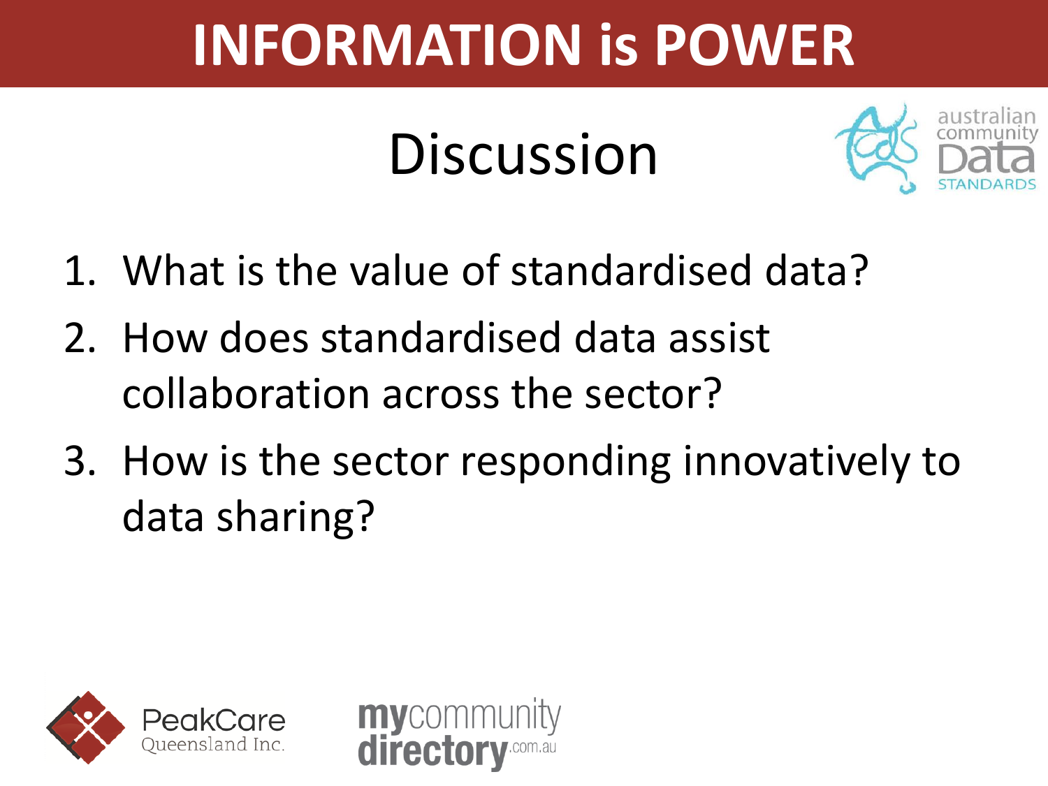# INFORMATION is POWER

## Discussion

1. What is the value of standardised data?
2. How does standardised data assist collaboration across the sector?
3. How is the sector responding innovatively to data sharing?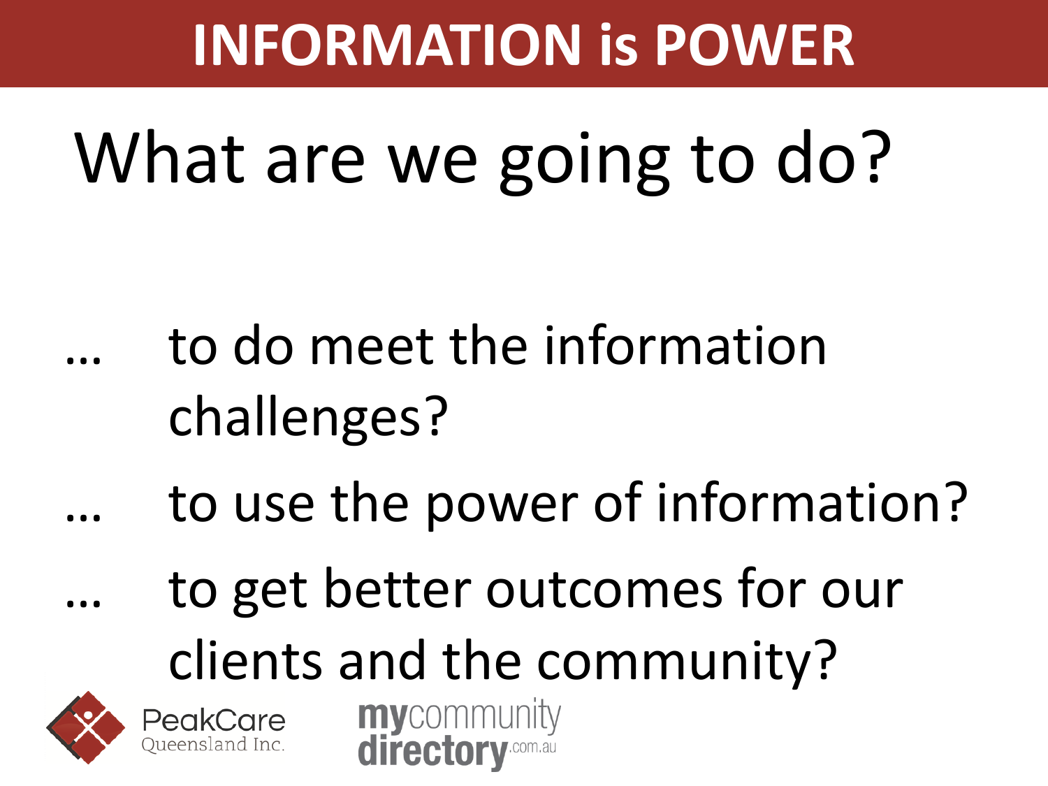# INFORMATION is POWER

## What are we going to do?

… to do meet the information challenges?

… to use the power of information?

… to get better outcomes for our clients and the community?

PeakCare Queensland Inc.

mycommunitydirectory.com.au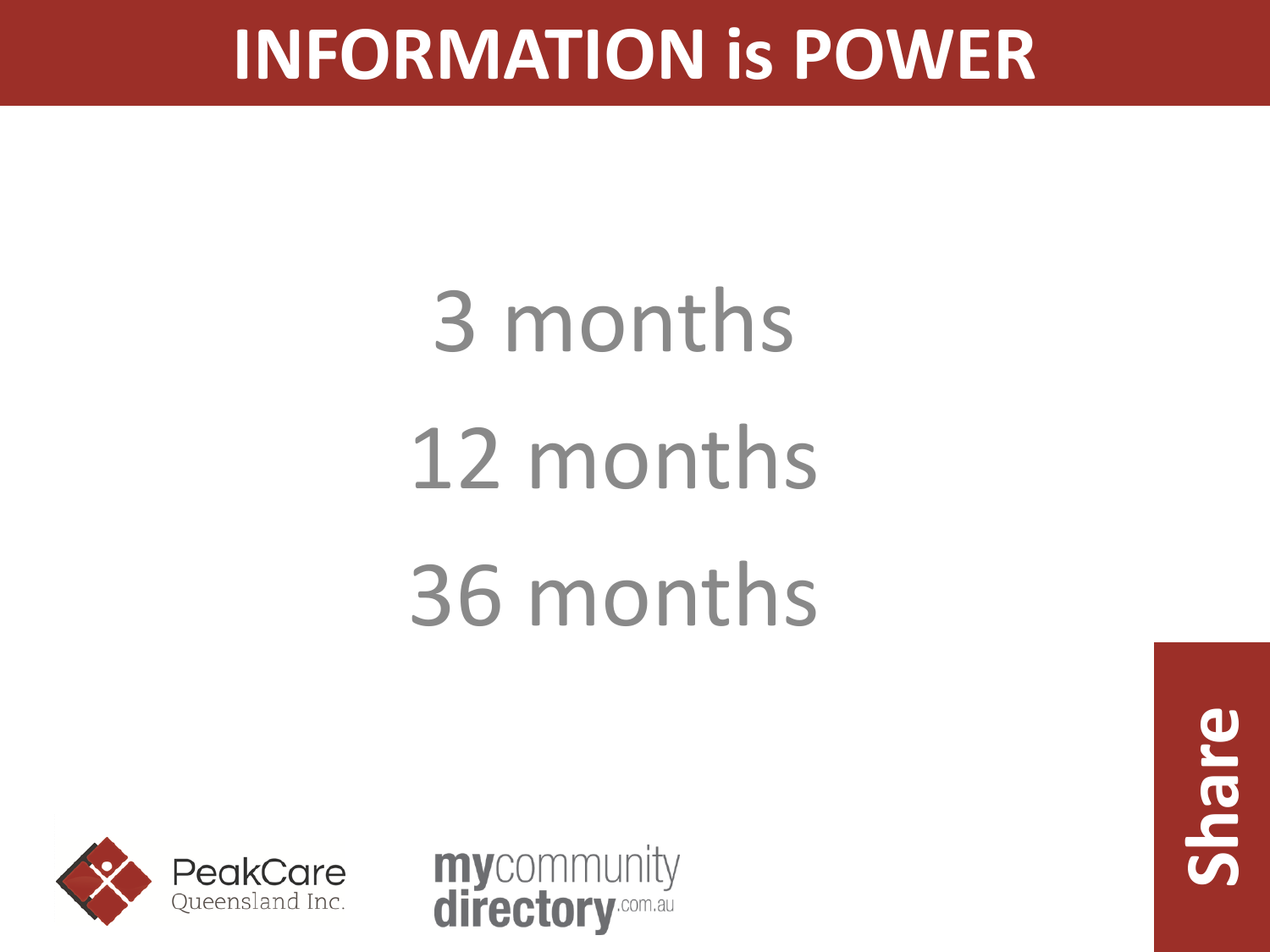# INFORMATION is POWER

3 months

12 months

36 months

PeakCare Queensland Inc.

mycommunitydirectory.com.au

Share